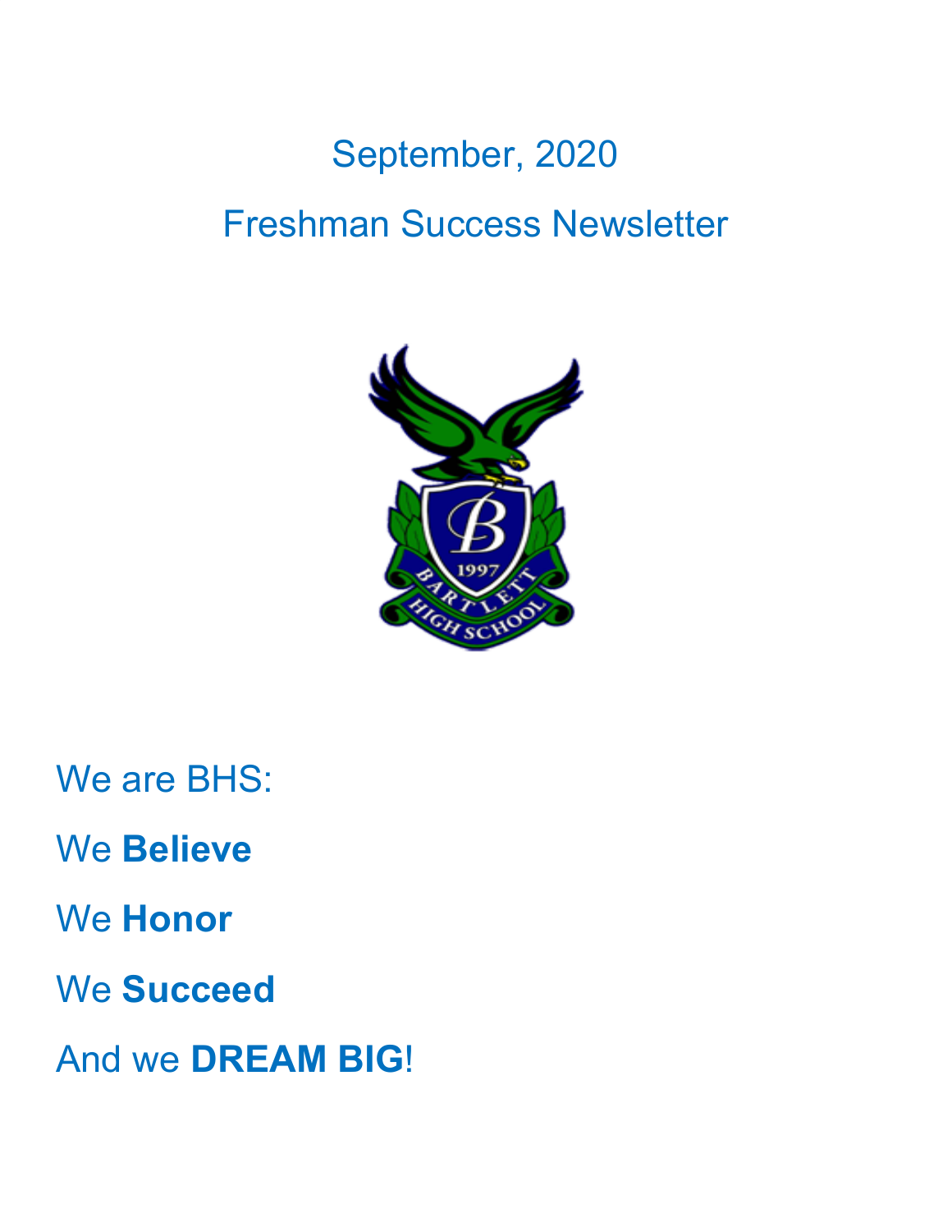September, 2020

# Freshman Success Newsletter

We are BHS:

We **Believe**

We **Honor**

We **Succeed**

And we **DREAM BIG**!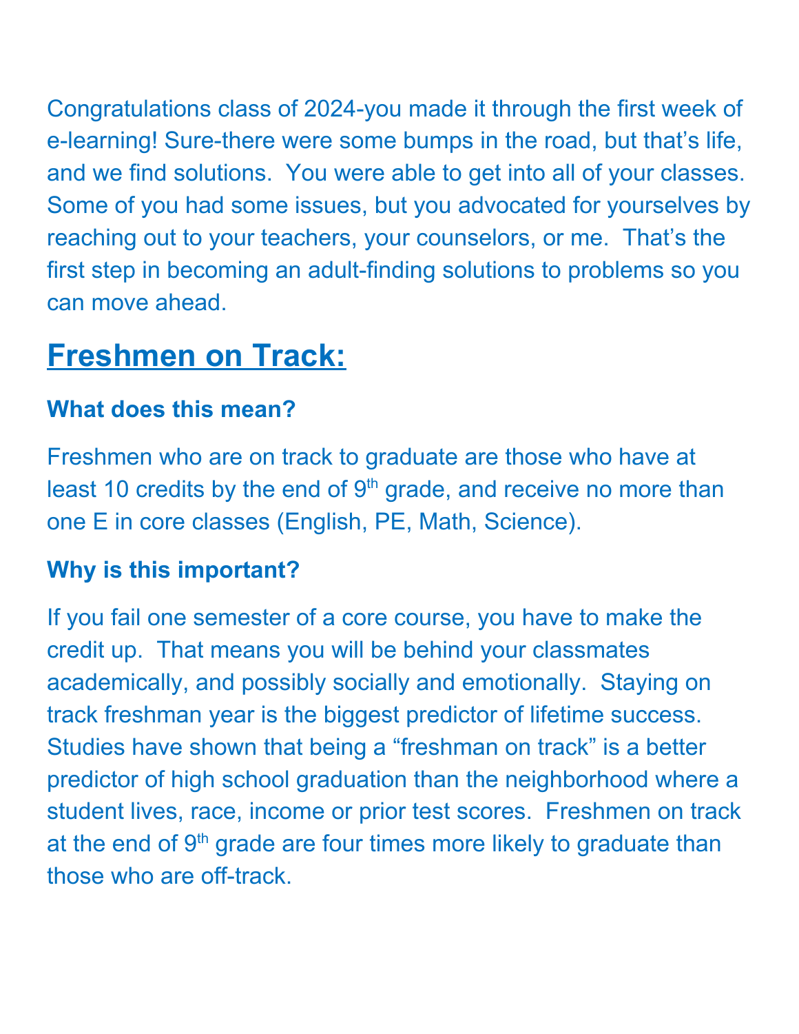Congratulations class of 2024-you made it through the first week of e-learning! Sure-there were some bumps in the road, but that's life, and we find solutions. You were able to get into all of your classes. Some of you had some issues, but you advocated for yourselves by reaching out to your teachers, your counselors, or me. That's the first step in becoming an adult-finding solutions to problems so you can move ahead.

## Freshmen on Track:

### What does this mean?

Freshmen who are on track to graduate are those who have at least 10 credits by the end of 9th grade, and receive no more than one E in core classes (English, PE, Math, Science).

### Why is this important?

If you fail one semester of a core course, you have to make the credit up. That means you will be behind your classmates academically, and possibly socially and emotionally. Staying on track freshman year is the biggest predictor of lifetime success. Studies have shown that being a "freshman on track" is a better predictor of high school graduation than the neighborhood where a student lives, race, income or prior test scores. Freshmen on track at the end of 9th grade are four times more likely to graduate than those who are off-track.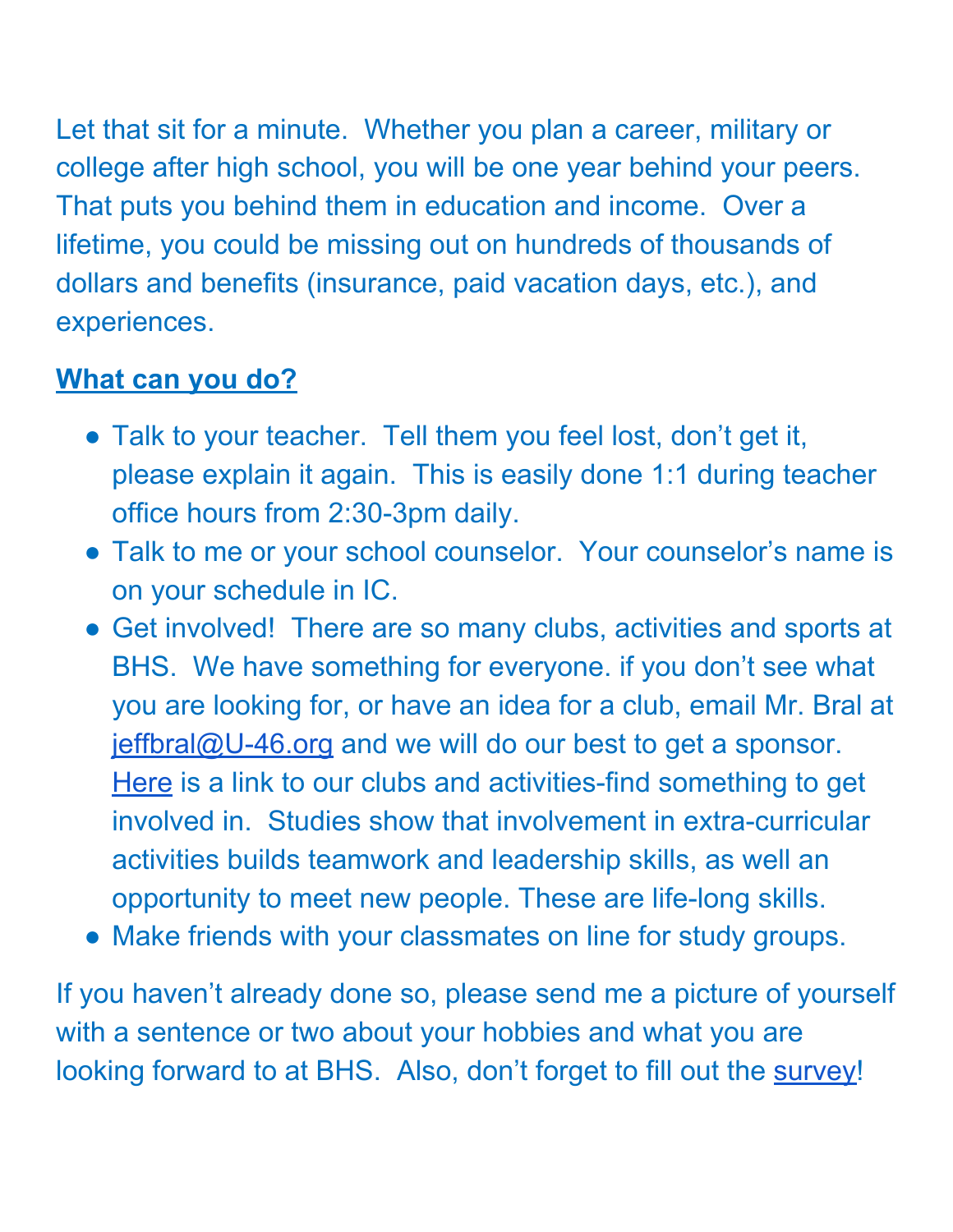Let that sit for a minute.  Whether you plan a career, military or college after high school, you will be one year behind your peers.  That puts you behind them in education and income.  Over a lifetime, you could be missing out on hundreds of thousands of dollars and benefits (insurance, paid vacation days, etc.), and experiences.

**What can you do?**

- Talk to your teacher.  Tell them you feel lost, don't get it, please explain it again.  This is easily done 1:1 during teacher office hours from 2:30-3pm daily.
- Talk to me or your school counselor.  Your counselor's name is on your schedule in IC.
- Get involved!  There are so many clubs, activities and sports at BHS.  We have something for everyone. if you don't see what you are looking for, or have an idea for a club, email Mr. Bral at jeffbral@U-46.org and we will do our best to get a sponsor. Here is a link to our clubs and activities-find something to get involved in.  Studies show that involvement in extra-curricular activities builds teamwork and leadership skills, as well an opportunity to meet new people. These are life-long skills.
- Make friends with your classmates on line for study groups.

If you haven't already done so, please send me a picture of yourself with a sentence or two about your hobbies and what you are looking forward to at BHS.  Also, don't forget to fill out the survey!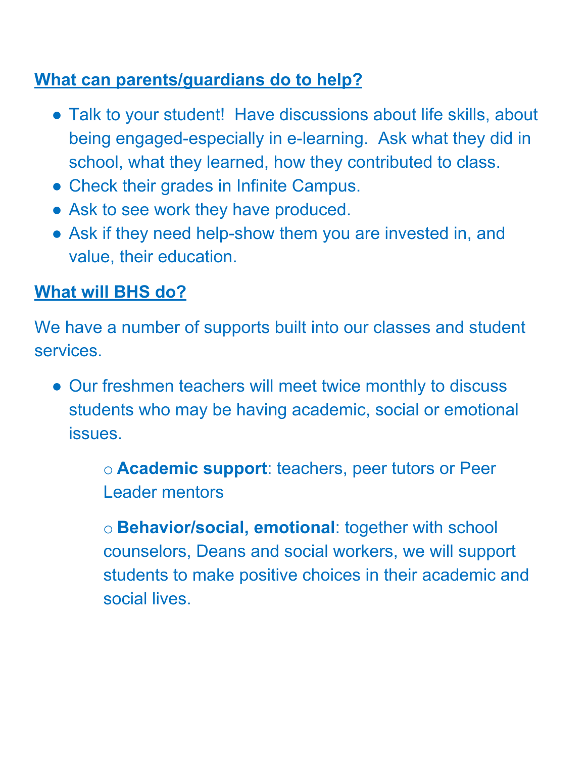## What can parents/guardians do to help?

- Talk to your student! Have discussions about life skills, about being engaged-especially in e-learning. Ask what they did in school, what they learned, how they contributed to class.
- Check their grades in Infinite Campus.
- Ask to see work they have produced.
- Ask if they need help-show them you are invested in, and value, their education.

## What will BHS do?

We have a number of supports built into our classes and student services.

- Our freshmen teachers will meet twice monthly to discuss students who may be having academic, social or emotional issues.
    - **Academic support**: teachers, peer tutors or Peer Leader mentors
    - **Behavior/social, emotional**: together with school counselors, Deans and social workers, we will support students to make positive choices in their academic and social lives.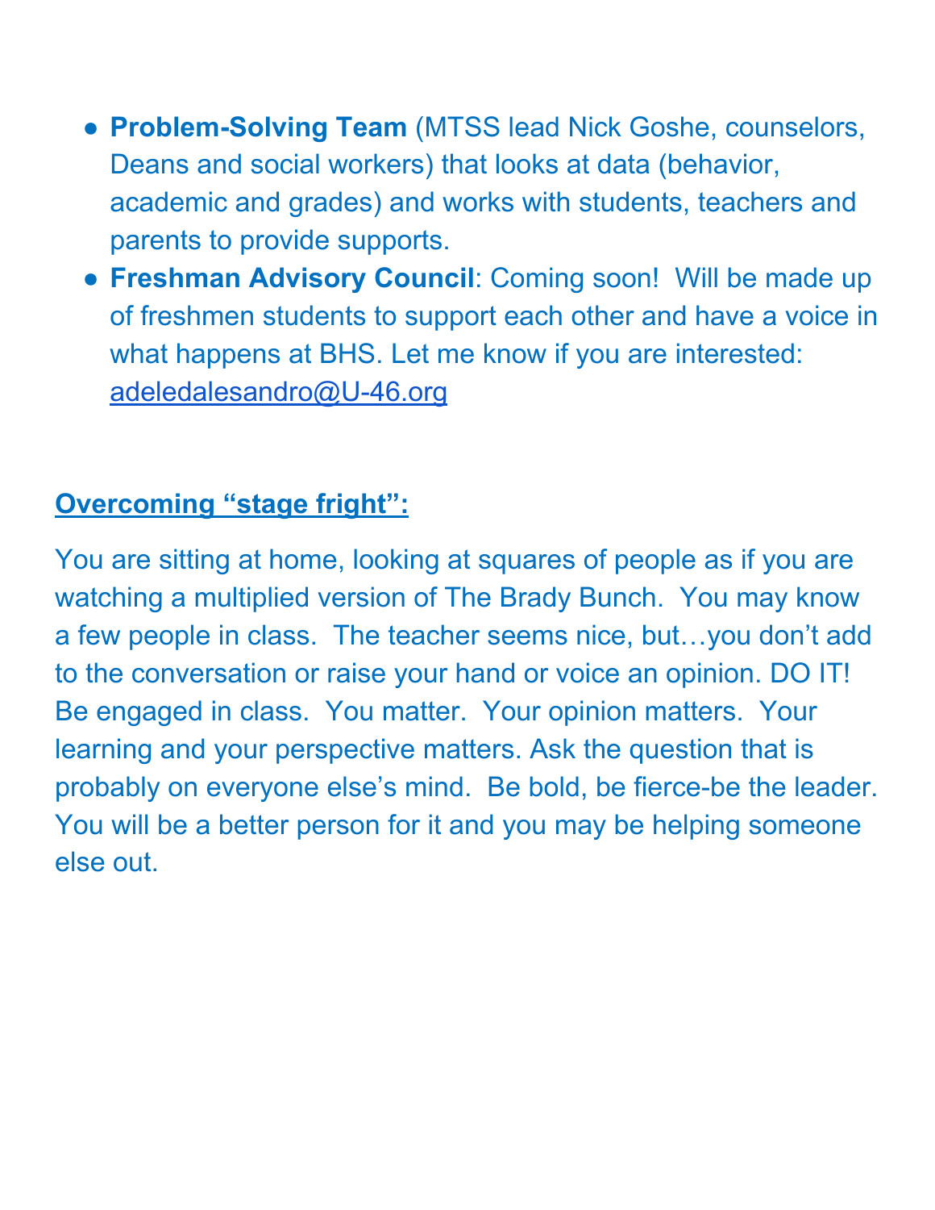- **Problem-Solving Team** (MTSS lead Nick Goshe, counselors, Deans and social workers) that looks at data (behavior, academic and grades) and works with students, teachers and parents to provide supports.
- **Freshman Advisory Council**: Coming soon! Will be made up of freshmen students to support each other and have a voice in what happens at BHS. Let me know if you are interested: adeledalesandro@U-46.org

**Overcoming "stage fright":**

You are sitting at home, looking at squares of people as if you are watching a multiplied version of The Brady Bunch. You may know a few people in class. The teacher seems nice, but…you don't add to the conversation or raise your hand or voice an opinion. DO IT! Be engaged in class. You matter. Your opinion matters. Your learning and your perspective matters. Ask the question that is probably on everyone else's mind. Be bold, be fierce-be the leader. You will be a better person for it and you may be helping someone else out.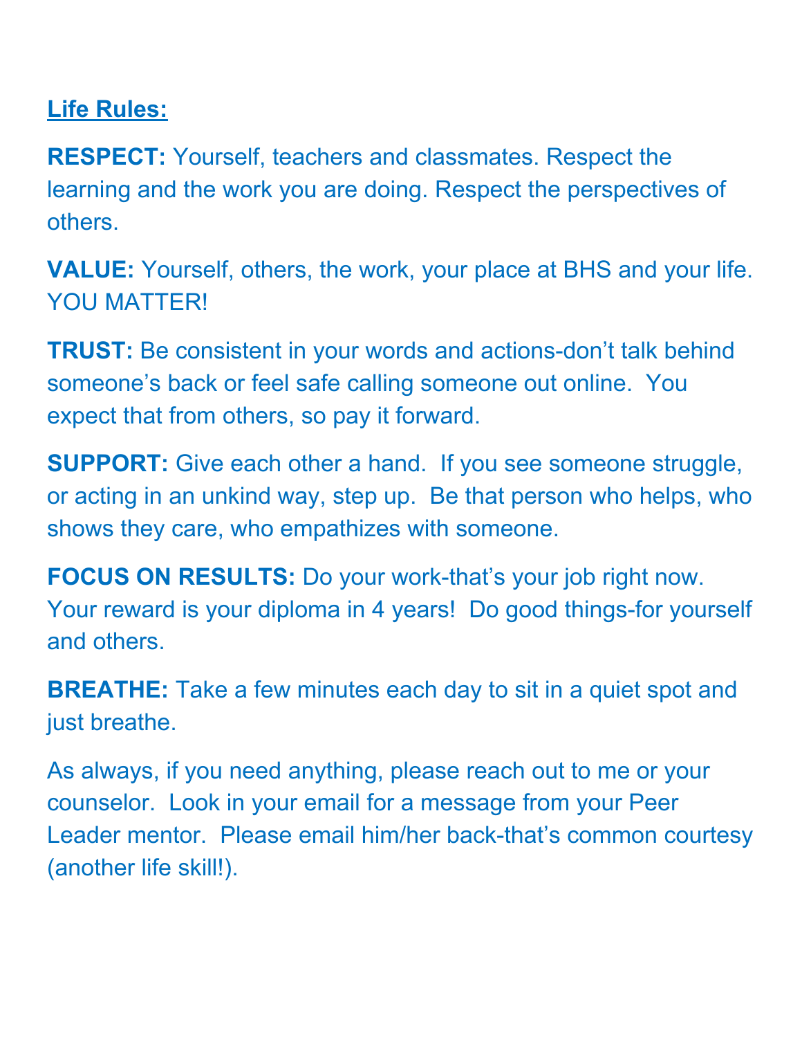**Life Rules:**

**RESPECT:** Yourself, teachers and classmates. Respect the learning and the work you are doing. Respect the perspectives of others.

**VALUE:** Yourself, others, the work, your place at BHS and your life. YOU MATTER!

**TRUST:** Be consistent in your words and actions-don't talk behind someone's back or feel safe calling someone out online. You expect that from others, so pay it forward.

**SUPPORT:** Give each other a hand. If you see someone struggle, or acting in an unkind way, step up. Be that person who helps, who shows they care, who empathizes with someone.

**FOCUS ON RESULTS:** Do your work-that's your job right now. Your reward is your diploma in 4 years! Do good things-for yourself and others.

**BREATHE:** Take a few minutes each day to sit in a quiet spot and just breathe.

As always, if you need anything, please reach out to me or your counselor. Look in your email for a message from your Peer Leader mentor. Please email him/her back-that's common courtesy (another life skill!).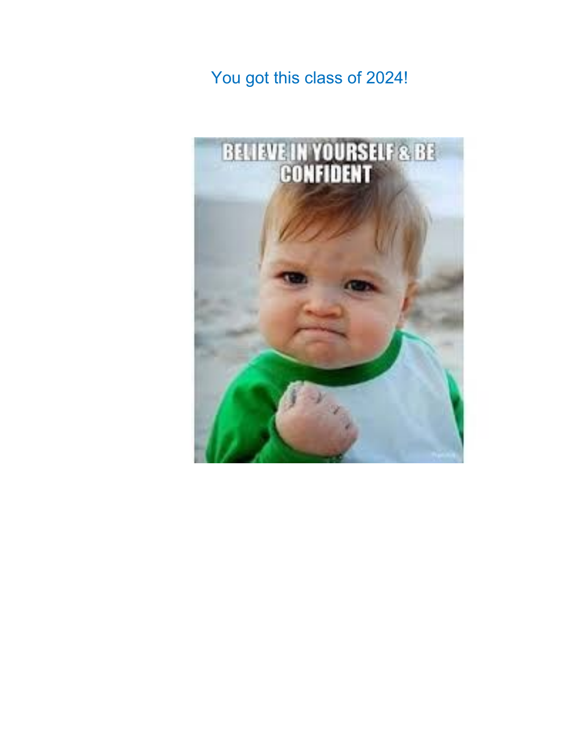You got this class of 2024!

BELIEVE IN YOURSELF & BE CONFIDENT